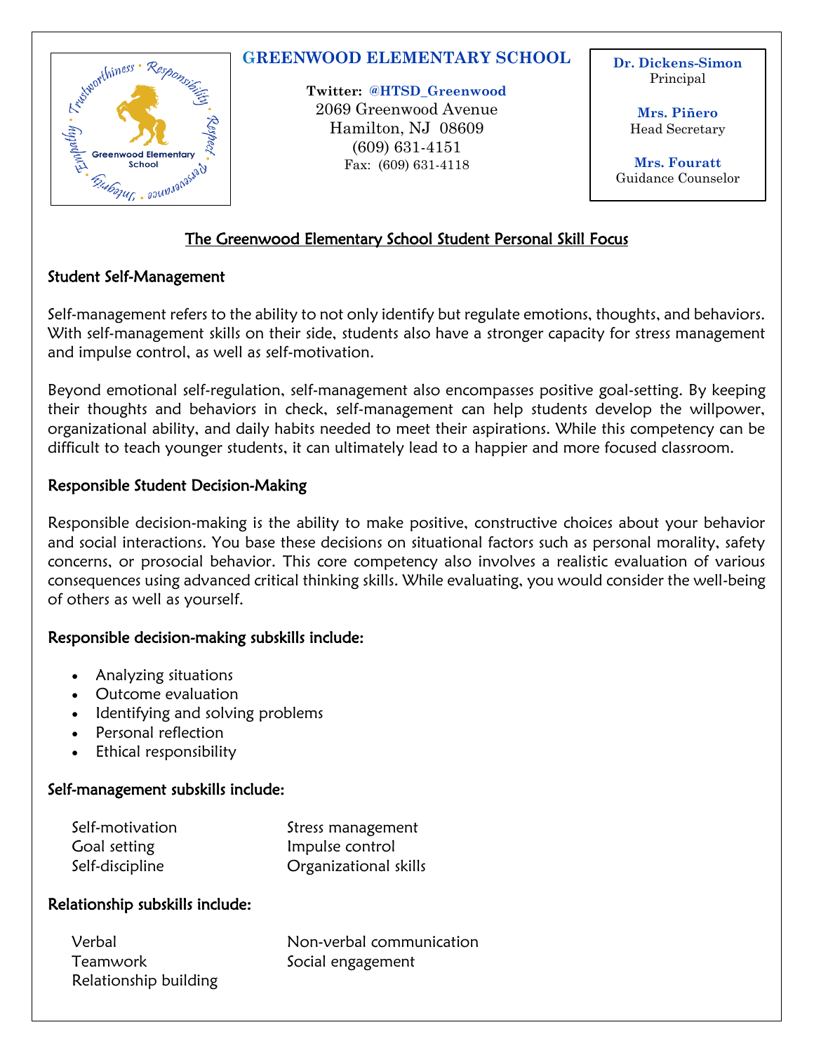**GREENWOOD ELEMENTARY SCHOOL**

**Twitter: @HTSD_Greenwood**
2069 Greenwood Avenue
Hamilton, NJ 08609
(609) 631-4151
Fax: (609) 631-4118

**Dr. Dickens-Simon**
Principal

**Mrs. Piñero**
Head Secretary

**Mrs. Fouratt**
Guidance Counselor

# The Greenwood Elementary School Student Personal Skill Focus

## Student Self-Management

Self-management refers to the ability to not only identify but regulate emotions, thoughts, and behaviors. With self-management skills on their side, students also have a stronger capacity for stress management and impulse control, as well as self-motivation.

Beyond emotional self-regulation, self-management also encompasses positive goal-setting. By keeping their thoughts and behaviors in check, self-management can help students develop the willpower, organizational ability, and daily habits needed to meet their aspirations. While this competency can be difficult to teach younger students, it can ultimately lead to a happier and more focused classroom.

## Responsible Student Decision-Making

Responsible decision-making is the ability to make positive, constructive choices about your behavior and social interactions. You base these decisions on situational factors such as personal morality, safety concerns, or prosocial behavior. This core competency also involves a realistic evaluation of various consequences using advanced critical thinking skills. While evaluating, you would consider the well-being of others as well as yourself.

## Responsible decision-making subskills include:

- Analyzing situations
- Outcome evaluation
- Identifying and solving problems
- Personal reflection
- Ethical responsibility

## Self-management subskills include:

- Self-motivation
- Goal setting
- Self-discipline
- Stress management
- Impulse control
- Organizational skills

## Relationship subskills include:

- Verbal
- Teamwork
- Relationship building
- Non-verbal communication
- Social engagement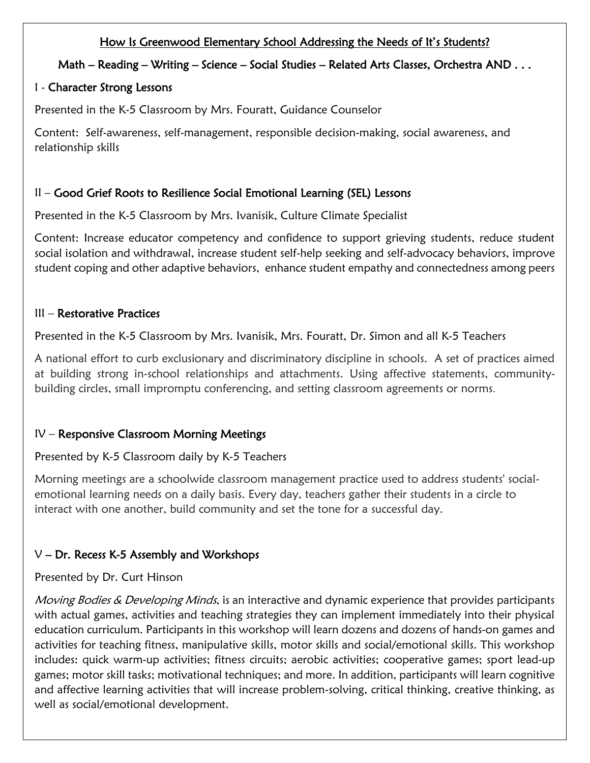## How Is Greenwood Elementary School Addressing the Needs of It's Students?

**Math – Reading – Writing – Science – Social Studies – Related Arts Classes, Orchestra AND . . .**

### I - Character Strong Lessons

Presented in the K-5 Classroom by Mrs. Fouratt, Guidance Counselor

Content: Self-awareness, self-management, responsible decision-making, social awareness, and relationship skills

### II – Good Grief Roots to Resilience Social Emotional Learning (SEL) Lessons

Presented in the K-5 Classroom by Mrs. Ivanisik, Culture Climate Specialist

Content: Increase educator competency and confidence to support grieving students, reduce student social isolation and withdrawal, increase student self-help seeking and self-advocacy behaviors, improve student coping and other adaptive behaviors, enhance student empathy and connectedness among peers

### III – Restorative Practices

Presented in the K-5 Classroom by Mrs. Ivanisik, Mrs. Fouratt, Dr. Simon and all K-5 Teachers

A national effort to curb exclusionary and discriminatory discipline in schools. A set of practices aimed at building strong in-school relationships and attachments. Using affective statements, community-building circles, small impromptu conferencing, and setting classroom agreements or norms.

### IV – Responsive Classroom Morning Meetings

Presented by K-5 Classroom daily by K-5 Teachers

Morning meetings are a schoolwide classroom management practice used to address students' social-emotional learning needs on a daily basis. Every day, teachers gather their students in a circle to interact with one another, build community and set the tone for a successful day.

### V – Dr. Recess K-5 Assembly and Workshops

Presented by Dr. Curt Hinson

*Moving Bodies & Developing Minds*, is an interactive and dynamic experience that provides participants with actual games, activities and teaching strategies they can implement immediately into their physical education curriculum. Participants in this workshop will learn dozens and dozens of hands-on games and activities for teaching fitness, manipulative skills, motor skills and social/emotional skills. This workshop includes: quick warm-up activities; fitness circuits; aerobic activities; cooperative games; sport lead-up games; motor skill tasks; motivational techniques; and more. In addition, participants will learn cognitive and affective learning activities that will increase problem-solving, critical thinking, creative thinking, as well as social/emotional development.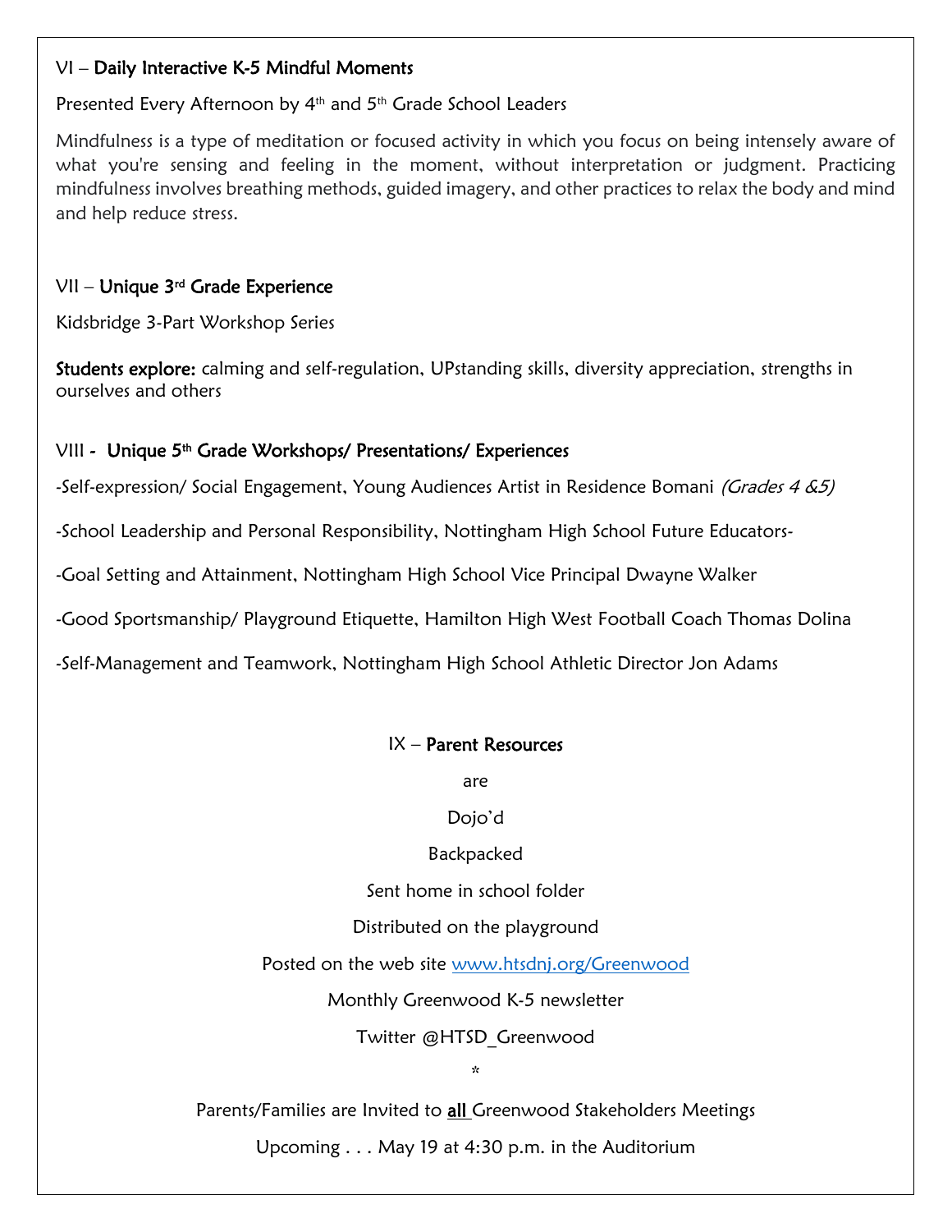## VI – Daily Interactive K-5 Mindful Moments

Presented Every Afternoon by 4th and 5th Grade School Leaders

Mindfulness is a type of meditation or focused activity in which you focus on being intensely aware of what you're sensing and feeling in the moment, without interpretation or judgment. Practicing mindfulness involves breathing methods, guided imagery, and other practices to relax the body and mind and help reduce stress.

## VII – Unique 3rd Grade Experience

Kidsbridge 3-Part Workshop Series

**Students explore:** calming and self-regulation, UPstanding skills, diversity appreciation, strengths in ourselves and others

## VIII - Unique 5th Grade Workshops/ Presentations/ Experiences

-Self-expression/ Social Engagement, Young Audiences Artist in Residence Bomani *(Grades 4 &5)*

-School Leadership and Personal Responsibility, Nottingham High School Future Educators-

-Goal Setting and Attainment, Nottingham High School Vice Principal Dwayne Walker

-Good Sportsmanship/ Playground Etiquette, Hamilton High West Football Coach Thomas Dolina

-Self-Management and Teamwork, Nottingham High School Athletic Director Jon Adams

## IX – Parent Resources

are

Dojo'd

Backpacked

Sent home in school folder

Distributed on the playground

Posted on the web site [www.htsdnj.org/Greenwood](http://www.htsdnj.org/Greenwood)

Monthly Greenwood K-5 newsletter

Twitter @HTSD_Greenwood

*

Parents/Families are Invited to **all** Greenwood Stakeholders Meetings

Upcoming . . . May 19 at 4:30 p.m. in the Auditorium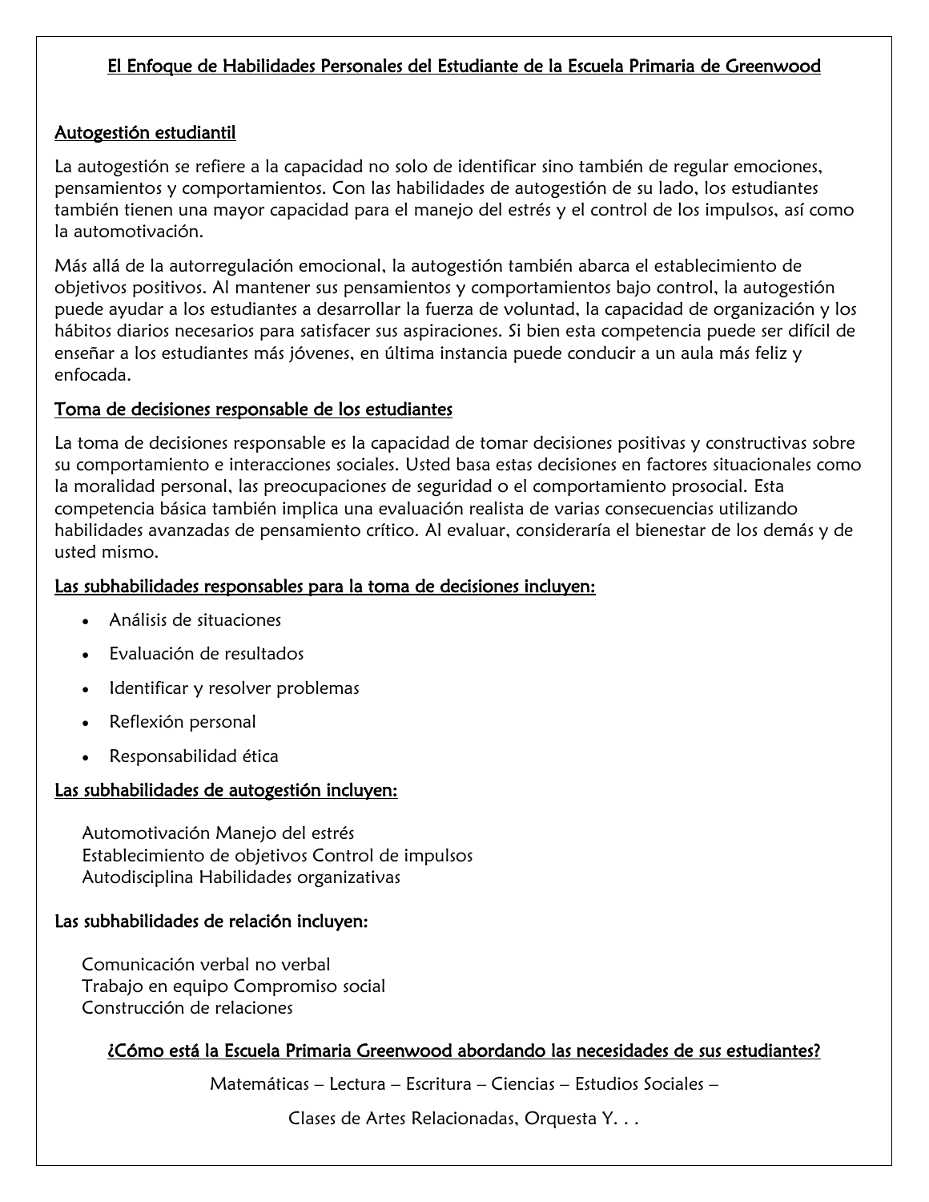## El Enfoque de Habilidades Personales del Estudiante de la Escuela Primaria de Greenwood

### Autogestión estudiantil

La autogestión se refiere a la capacidad no solo de identificar sino también de regular emociones, pensamientos y comportamientos. Con las habilidades de autogestión de su lado, los estudiantes también tienen una mayor capacidad para el manejo del estrés y el control de los impulsos, así como la automotivación.

Más allá de la autorregulación emocional, la autogestión también abarca el establecimiento de objetivos positivos. Al mantener sus pensamientos y comportamientos bajo control, la autogestión puede ayudar a los estudiantes a desarrollar la fuerza de voluntad, la capacidad de organización y los hábitos diarios necesarios para satisfacer sus aspiraciones. Si bien esta competencia puede ser difícil de enseñar a los estudiantes más jóvenes, en última instancia puede conducir a un aula más feliz y enfocada.

### Toma de decisiones responsable de los estudiantes

La toma de decisiones responsable es la capacidad de tomar decisiones positivas y constructivas sobre su comportamiento e interacciones sociales. Usted basa estas decisiones en factores situacionales como la moralidad personal, las preocupaciones de seguridad o el comportamiento prosocial. Esta competencia básica también implica una evaluación realista de varias consecuencias utilizando habilidades avanzadas de pensamiento crítico. Al evaluar, consideraría el bienestar de los demás y de usted mismo.

### Las subhabilidades responsables para la toma de decisiones incluyen:

- Análisis de situaciones
- Evaluación de resultados
- Identificar y resolver problemas
- Reflexión personal
- Responsabilidad ética

### Las subhabilidades de autogestión incluyen:

Automotivación Manejo del estrés
Establecimiento de objetivos Control de impulsos
Autodisciplina Habilidades organizativas

### Las subhabilidades de relación incluyen:

Comunicación verbal no verbal
Trabajo en equipo Compromiso social
Construcción de relaciones

### ¿Cómo está la Escuela Primaria Greenwood abordando las necesidades de sus estudiantes?

Matemáticas – Lectura – Escritura – Ciencias – Estudios Sociales –

Clases de Artes Relacionadas, Orquesta Y. . .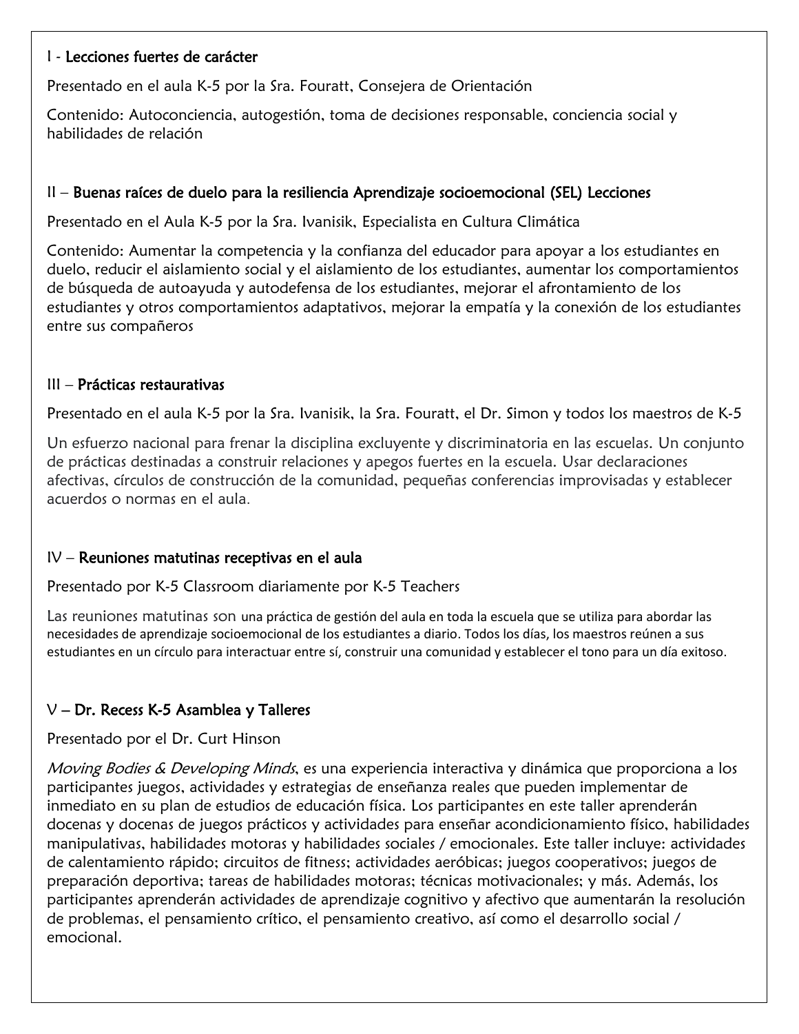### I - Lecciones fuertes de carácter

Presentado en el aula K-5 por la Sra. Fouratt, Consejera de Orientación

Contenido: Autoconciencia, autogestión, toma de decisiones responsable, conciencia social y habilidades de relación

### II – Buenas raíces de duelo para la resiliencia Aprendizaje socioemocional (SEL) Lecciones

Presentado en el Aula K-5 por la Sra. Ivanisik, Especialista en Cultura Climática

Contenido: Aumentar la competencia y la confianza del educador para apoyar a los estudiantes en duelo, reducir el aislamiento social y el aislamiento de los estudiantes, aumentar los comportamientos de búsqueda de autoayuda y autodefensa de los estudiantes, mejorar el afrontamiento de los estudiantes y otros comportamientos adaptativos, mejorar la empatía y la conexión de los estudiantes entre sus compañeros

### III – Prácticas restaurativas

Presentado en el aula K-5 por la Sra. Ivanisik, la Sra. Fouratt, el Dr. Simon y todos los maestros de K-5

Un esfuerzo nacional para frenar la disciplina excluyente y discriminatoria en las escuelas. Un conjunto de prácticas destinadas a construir relaciones y apegos fuertes en la escuela. Usar declaraciones afectivas, círculos de construcción de la comunidad, pequeñas conferencias improvisadas y establecer acuerdos o normas en el aula.

### IV – Reuniones matutinas receptivas en el aula

Presentado por K-5 Classroom diariamente por K-5 Teachers

Las reuniones matutinas son una práctica de gestión del aula en toda la escuela que se utiliza para abordar las necesidades de aprendizaje socioemocional de los estudiantes a diario. Todos los días, los maestros reúnen a sus estudiantes en un círculo para interactuar entre sí, construir una comunidad y establecer el tono para un día exitoso.

### V – Dr. Recess K-5 Asamblea y Talleres

Presentado por el Dr. Curt Hinson

*Moving Bodies & Developing Minds*, es una experiencia interactiva y dinámica que proporciona a los participantes juegos, actividades y estrategias de enseñanza reales que pueden implementar de inmediato en su plan de estudios de educación física. Los participantes en este taller aprenderán docenas y docenas de juegos prácticos y actividades para enseñar acondicionamiento físico, habilidades manipulativas, habilidades motoras y habilidades sociales / emocionales. Este taller incluye: actividades de calentamiento rápido; circuitos de fitness; actividades aeróbicas; juegos cooperativos; juegos de preparación deportiva; tareas de habilidades motoras; técnicas motivacionales; y más. Además, los participantes aprenderán actividades de aprendizaje cognitivo y afectivo que aumentarán la resolución de problemas, el pensamiento crítico, el pensamiento creativo, así como el desarrollo social / emocional.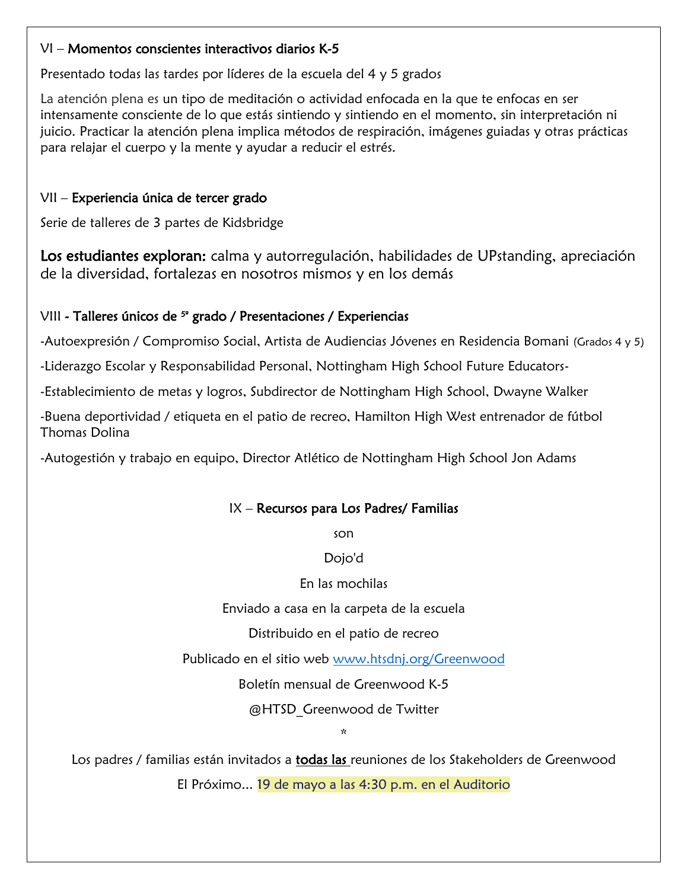VI – **Momentos conscientes interactivos diarios K-5**

Presentado todas las tardes por líderes de la escuela del 4 y 5 grados

La atención plena es un tipo de meditación o actividad enfocada en la que te enfocas en ser intensamente consciente de lo que estás sintiendo y sintiendo en el momento, sin interpretación ni juicio. Practicar la atención plena implica métodos de respiración, imágenes guiadas y otras prácticas para relajar el cuerpo y la mente y ayudar a reducir el estrés.

VII – **Experiencia única de tercer grado**

Serie de talleres de 3 partes de Kidsbridge

**Los estudiantes exploran:** calma y autorregulación, habilidades de UPstanding, apreciación de la diversidad, fortalezas en nosotros mismos y en los demás

VIII - **Talleres únicos de 5º grado / Presentaciones / Experiencias**

-Autoexpresión / Compromiso Social, Artista de Audiencias Jóvenes en Residencia Bomani (Grados 4 y 5)

-Liderazgo Escolar y Responsabilidad Personal, Nottingham High School Future Educators-

-Establecimiento de metas y logros, Subdirector de Nottingham High School, Dwayne Walker

-Buena deportividad / etiqueta en el patio de recreo, Hamilton High West entrenador de fútbol Thomas Dolina

-Autogestión y trabajo en equipo, Director Atlético de Nottingham High School Jon Adams

IX – **Recursos para Los Padres/ Familias**

son

Dojo'd

En las mochilas

Enviado a casa en la carpeta de la escuela

Distribuido en el patio de recreo

Publicado en el sitio web www.htsdnj.org/Greenwood

Boletín mensual de Greenwood K-5

@HTSD_Greenwood de Twitter

*

Los padres / familias están invitados a **todas las** reuniones de los Stakeholders de Greenwood

El Próximo... 19 de mayo a las 4:30 p.m. en el Auditorio